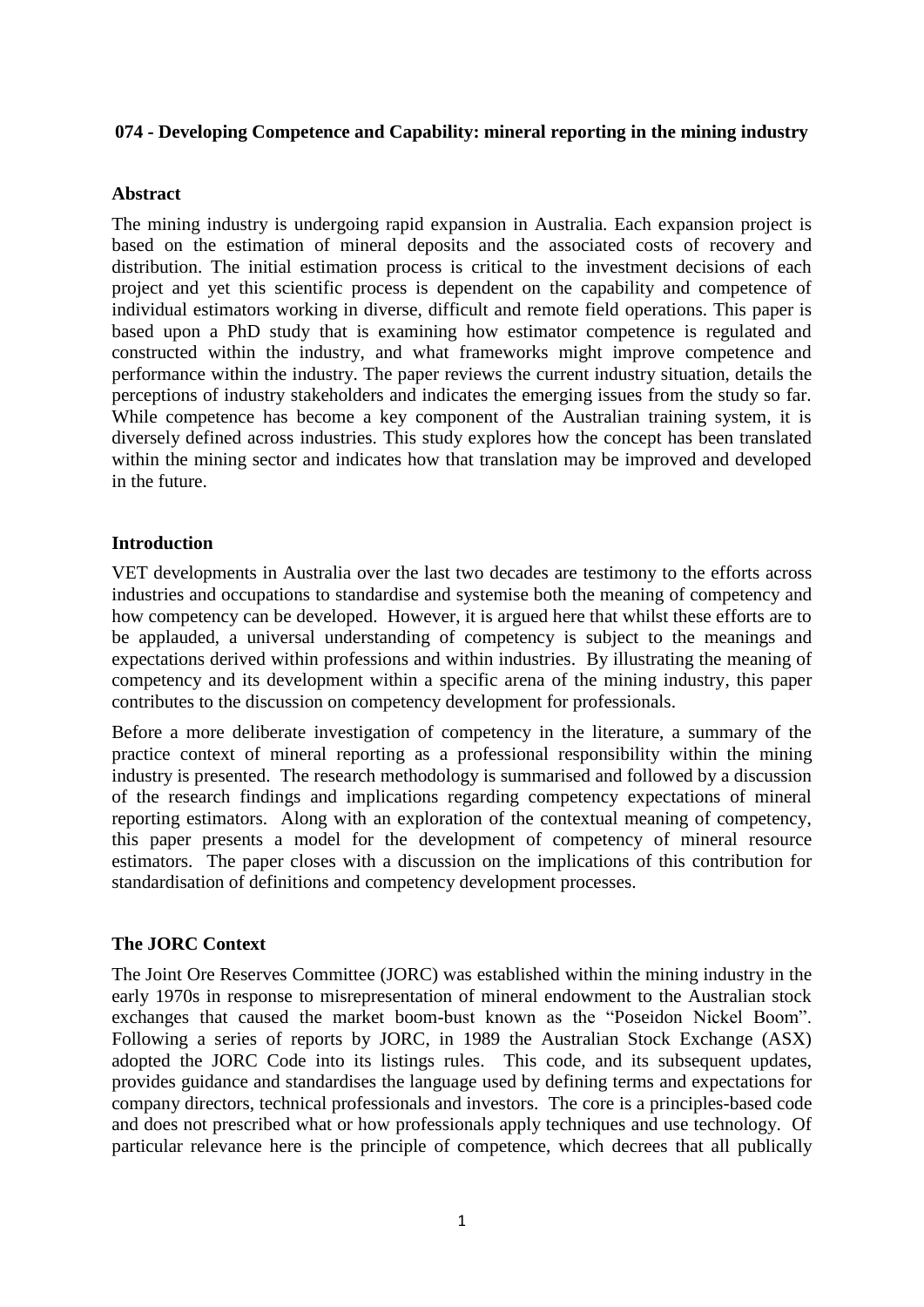# 074 - Developing Competence and Capability: mineral reporting in the mining industry

## Abstract

The mining industry is undergoing rapid expansion in Australia. Each expansion project is based on the estimation of mineral deposits and the associated costs of recovery and distribution. The initial estimation process is critical to the investment decisions of each project and yet this scientific process is dependent on the capability and competence of individual estimators working in diverse, difficult and remote field operations. This paper is based upon a PhD study that is examining how estimator competence is regulated and constructed within the industry, and what frameworks might improve competence and performance within the industry. The paper reviews the current industry situation, details the perceptions of industry stakeholders and indicates the emerging issues from the study so far. While competence has become a key component of the Australian training system, it is diversely defined across industries. This study explores how the concept has been translated within the mining sector and indicates how that translation may be improved and developed in the future.

## Introduction

VET developments in Australia over the last two decades are testimony to the efforts across industries and occupations to standardise and systemise both the meaning of competency and how competency can be developed. However, it is argued here that whilst these efforts are to be applauded, a universal understanding of competency is subject to the meanings and expectations derived within professions and within industries. By illustrating the meaning of competency and its development within a specific arena of the mining industry, this paper contributes to the discussion on competency development for professionals.

Before a more deliberate investigation of competency in the literature, a summary of the practice context of mineral reporting as a professional responsibility within the mining industry is presented. The research methodology is summarised and followed by a discussion of the research findings and implications regarding competency expectations of mineral reporting estimators. Along with an exploration of the contextual meaning of competency, this paper presents a model for the development of competency of mineral resource estimators. The paper closes with a discussion on the implications of this contribution for standardisation of definitions and competency development processes.

## The JORC Context

The Joint Ore Reserves Committee (JORC) was established within the mining industry in the early 1970s in response to misrepresentation of mineral endowment to the Australian stock exchanges that caused the market boom-bust known as the "Poseidon Nickel Boom". Following a series of reports by JORC, in 1989 the Australian Stock Exchange (ASX) adopted the JORC Code into its listings rules. This code, and its subsequent updates, provides guidance and standardises the language used by defining terms and expectations for company directors, technical professionals and investors. The core is a principles-based code and does not prescribed what or how professionals apply techniques and use technology. Of particular relevance here is the principle of competence, which decrees that all publically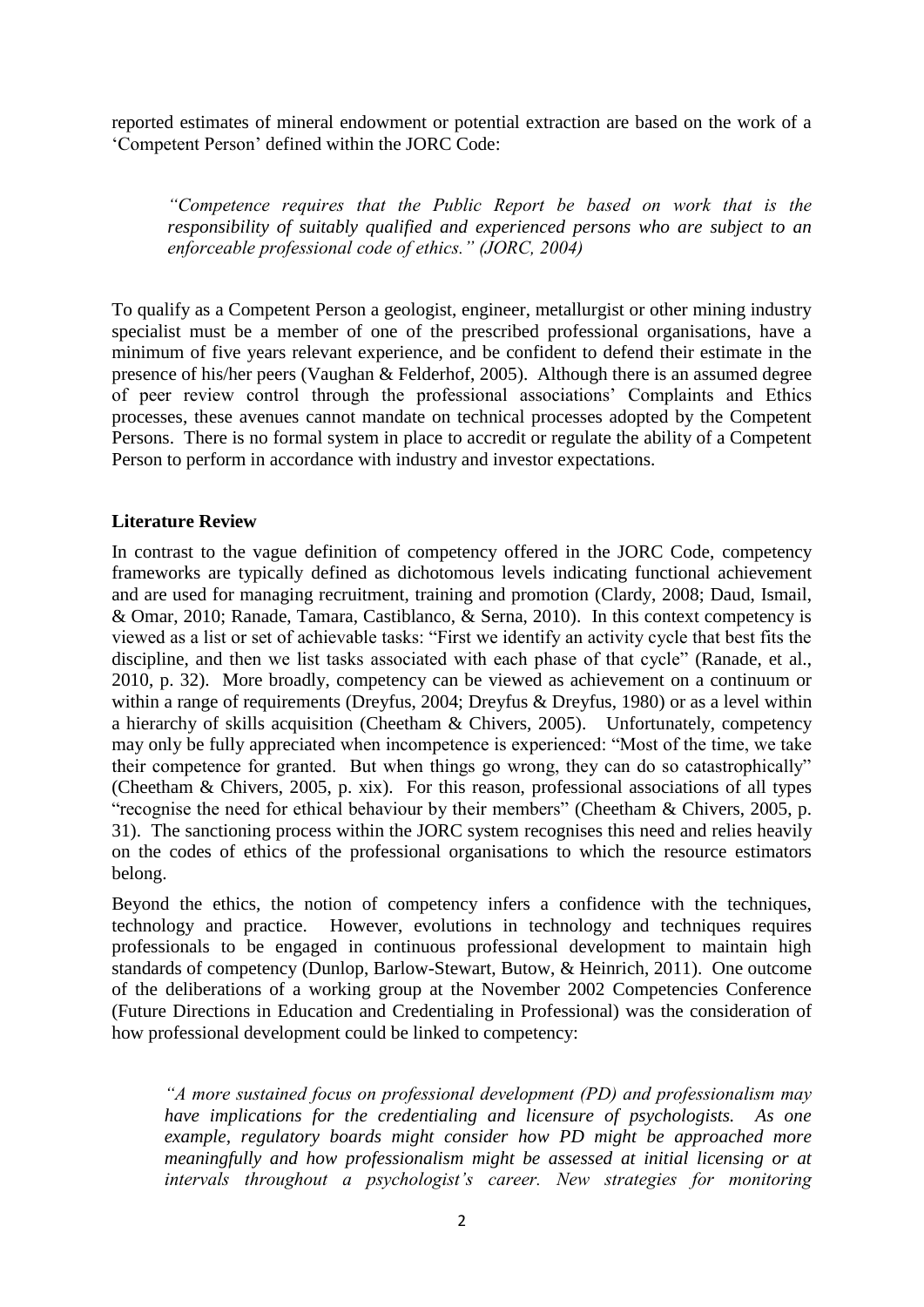reported estimates of mineral endowment or potential extraction are based on the work of a 'Competent Person' defined within the JORC Code:

> *"Competence requires that the Public Report be based on work that is the responsibility of suitably qualified and experienced persons who are subject to an enforceable professional code of ethics." (JORC, 2004)*

To qualify as a Competent Person a geologist, engineer, metallurgist or other mining industry specialist must be a member of one of the prescribed professional organisations, have a minimum of five years relevant experience, and be confident to defend their estimate in the presence of his/her peers (Vaughan & Felderhof, 2005). Although there is an assumed degree of peer review control through the professional associations' Complaints and Ethics processes, these avenues cannot mandate on technical processes adopted by the Competent Persons. There is no formal system in place to accredit or regulate the ability of a Competent Person to perform in accordance with industry and investor expectations.

## Literature Review

In contrast to the vague definition of competency offered in the JORC Code, competency frameworks are typically defined as dichotomous levels indicating functional achievement and are used for managing recruitment, training and promotion (Clardy, 2008; Daud, Ismail, & Omar, 2010; Ranade, Tamara, Castiblanco, & Serna, 2010). In this context competency is viewed as a list or set of achievable tasks: "First we identify an activity cycle that best fits the discipline, and then we list tasks associated with each phase of that cycle" (Ranade, et al., 2010, p. 32). More broadly, competency can be viewed as achievement on a continuum or within a range of requirements (Dreyfus, 2004; Dreyfus & Dreyfus, 1980) or as a level within a hierarchy of skills acquisition (Cheetham & Chivers, 2005). Unfortunately, competency may only be fully appreciated when incompetence is experienced: "Most of the time, we take their competence for granted. But when things go wrong, they can do so catastrophically" (Cheetham & Chivers, 2005, p. xix). For this reason, professional associations of all types "recognise the need for ethical behaviour by their members" (Cheetham & Chivers, 2005, p. 31). The sanctioning process within the JORC system recognises this need and relies heavily on the codes of ethics of the professional organisations to which the resource estimators belong.

Beyond the ethics, the notion of competency infers a confidence with the techniques, technology and practice. However, evolutions in technology and techniques requires professionals to be engaged in continuous professional development to maintain high standards of competency (Dunlop, Barlow-Stewart, Butow, & Heinrich, 2011). One outcome of the deliberations of a working group at the November 2002 Competencies Conference (Future Directions in Education and Credentialing in Professional) was the consideration of how professional development could be linked to competency:

> *"A more sustained focus on professional development (PD) and professionalism may have implications for the credentialing and licensure of psychologists. As one example, regulatory boards might consider how PD might be approached more meaningfully and how professionalism might be assessed at initial licensing or at intervals throughout a psychologist's career. New strategies for monitoring*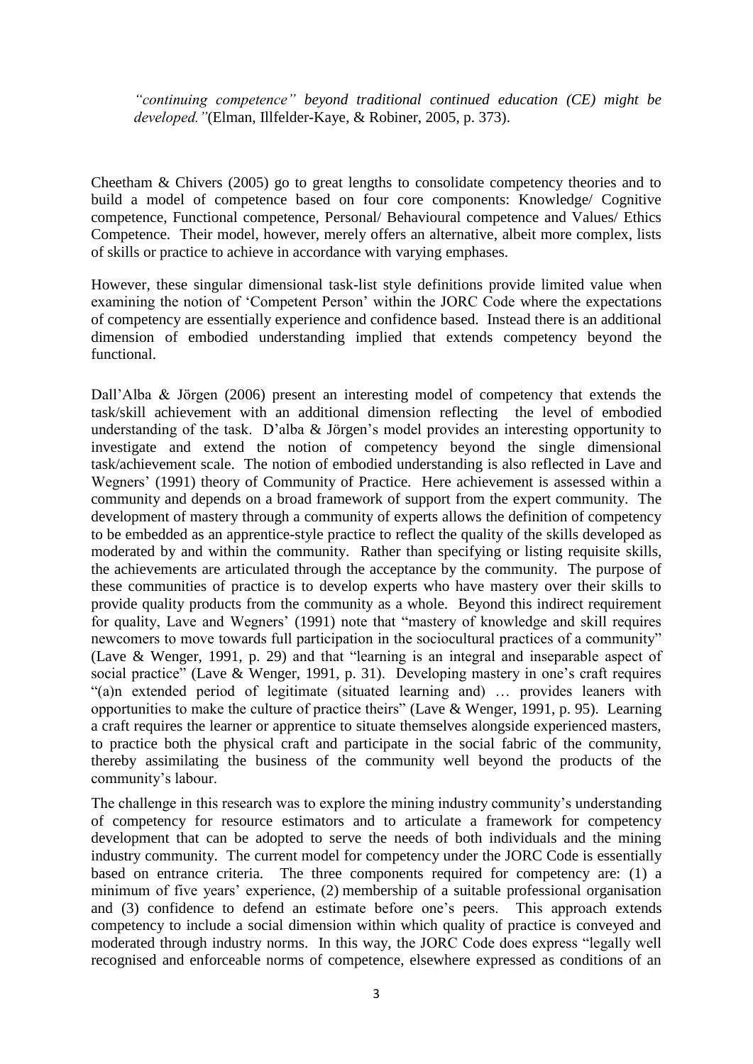*"continuing competence" beyond traditional continued education (CE) might be developed."*(Elman, Illfelder-Kaye, & Robiner, 2005, p. 373).

Cheetham & Chivers (2005) go to great lengths to consolidate competency theories and to build a model of competence based on four core components: Knowledge/ Cognitive competence, Functional competence, Personal/ Behavioural competence and Values/ Ethics Competence. Their model, however, merely offers an alternative, albeit more complex, lists of skills or practice to achieve in accordance with varying emphases.

However, these singular dimensional task-list style definitions provide limited value when examining the notion of 'Competent Person' within the JORC Code where the expectations of competency are essentially experience and confidence based. Instead there is an additional dimension of embodied understanding implied that extends competency beyond the functional.

Dall'Alba & Jörgen (2006) present an interesting model of competency that extends the task/skill achievement with an additional dimension reflecting the level of embodied understanding of the task. D'alba & Jörgen's model provides an interesting opportunity to investigate and extend the notion of competency beyond the single dimensional task/achievement scale. The notion of embodied understanding is also reflected in Lave and Wegners' (1991) theory of Community of Practice. Here achievement is assessed within a community and depends on a broad framework of support from the expert community. The development of mastery through a community of experts allows the definition of competency to be embedded as an apprentice-style practice to reflect the quality of the skills developed as moderated by and within the community. Rather than specifying or listing requisite skills, the achievements are articulated through the acceptance by the community. The purpose of these communities of practice is to develop experts who have mastery over their skills to provide quality products from the community as a whole. Beyond this indirect requirement for quality, Lave and Wegners' (1991) note that "mastery of knowledge and skill requires newcomers to move towards full participation in the sociocultural practices of a community" (Lave & Wenger, 1991, p. 29) and that "learning is an integral and inseparable aspect of social practice" (Lave & Wenger, 1991, p. 31). Developing mastery in one's craft requires "(a)n extended period of legitimate (situated learning and) … provides leaners with opportunities to make the culture of practice theirs" (Lave & Wenger, 1991, p. 95). Learning a craft requires the learner or apprentice to situate themselves alongside experienced masters, to practice both the physical craft and participate in the social fabric of the community, thereby assimilating the business of the community well beyond the products of the community's labour.

The challenge in this research was to explore the mining industry community's understanding of competency for resource estimators and to articulate a framework for competency development that can be adopted to serve the needs of both individuals and the mining industry community. The current model for competency under the JORC Code is essentially based on entrance criteria. The three components required for competency are: (1) a minimum of five years' experience, (2) membership of a suitable professional organisation and (3) confidence to defend an estimate before one's peers. This approach extends competency to include a social dimension within which quality of practice is conveyed and moderated through industry norms. In this way, the JORC Code does express "legally well recognised and enforceable norms of competence, elsewhere expressed as conditions of an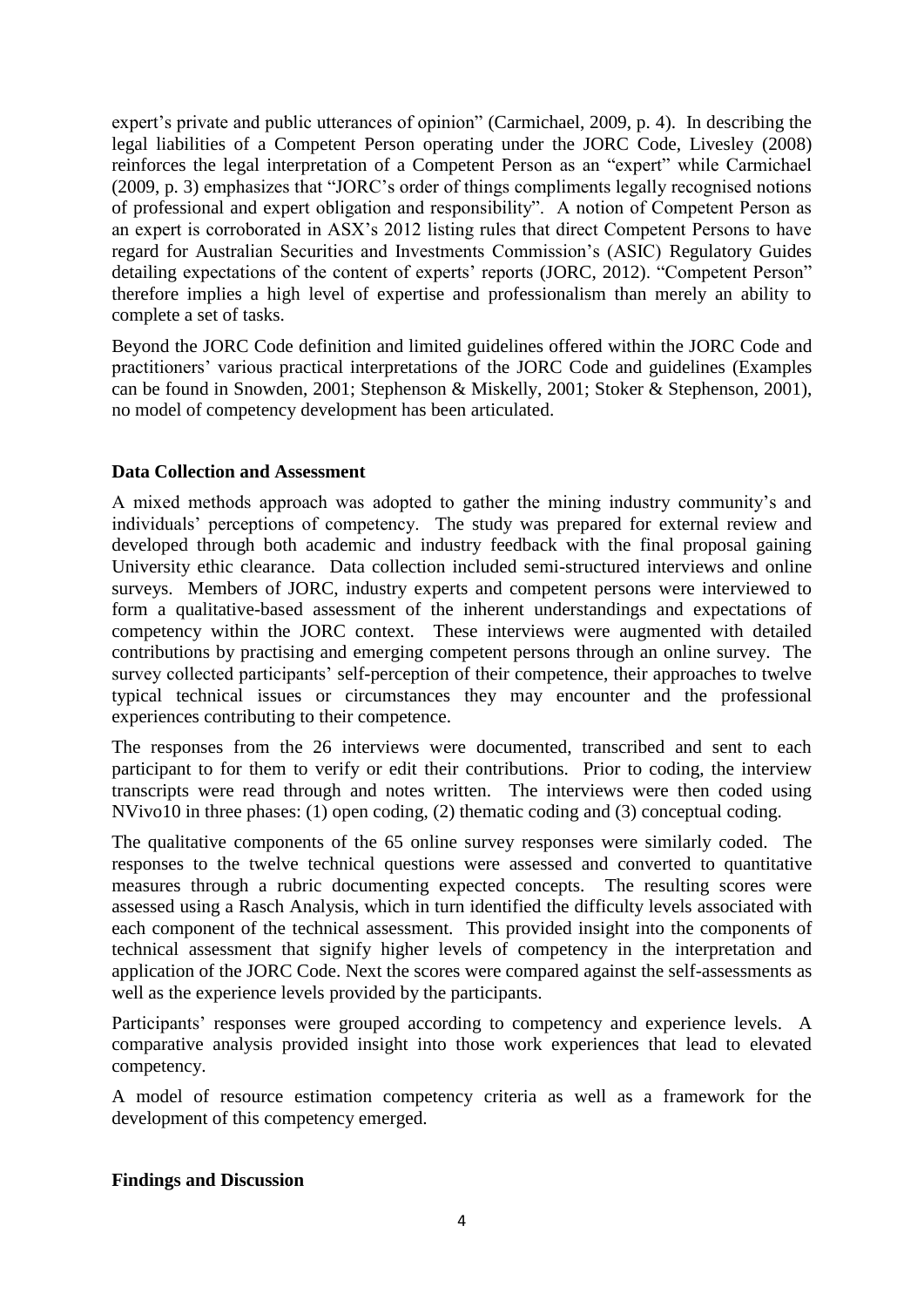expert's private and public utterances of opinion" (Carmichael, 2009, p. 4). In describing the legal liabilities of a Competent Person operating under the JORC Code, Livesley (2008) reinforces the legal interpretation of a Competent Person as an "expert" while Carmichael (2009, p. 3) emphasizes that "JORC's order of things compliments legally recognised notions of professional and expert obligation and responsibility". A notion of Competent Person as an expert is corroborated in ASX's 2012 listing rules that direct Competent Persons to have regard for Australian Securities and Investments Commission's (ASIC) Regulatory Guides detailing expectations of the content of experts' reports (JORC, 2012). "Competent Person" therefore implies a high level of expertise and professionalism than merely an ability to complete a set of tasks.

Beyond the JORC Code definition and limited guidelines offered within the JORC Code and practitioners' various practical interpretations of the JORC Code and guidelines (Examples can be found in Snowden, 2001; Stephenson & Miskelly, 2001; Stoker & Stephenson, 2001), no model of competency development has been articulated.

**Data Collection and Assessment**

A mixed methods approach was adopted to gather the mining industry community's and individuals' perceptions of competency. The study was prepared for external review and developed through both academic and industry feedback with the final proposal gaining University ethic clearance. Data collection included semi-structured interviews and online surveys. Members of JORC, industry experts and competent persons were interviewed to form a qualitative-based assessment of the inherent understandings and expectations of competency within the JORC context. These interviews were augmented with detailed contributions by practising and emerging competent persons through an online survey. The survey collected participants' self-perception of their competence, their approaches to twelve typical technical issues or circumstances they may encounter and the professional experiences contributing to their competence.

The responses from the 26 interviews were documented, transcribed and sent to each participant to for them to verify or edit their contributions. Prior to coding, the interview transcripts were read through and notes written. The interviews were then coded using NVivo10 in three phases: (1) open coding, (2) thematic coding and (3) conceptual coding.

The qualitative components of the 65 online survey responses were similarly coded. The responses to the twelve technical questions were assessed and converted to quantitative measures through a rubric documenting expected concepts. The resulting scores were assessed using a Rasch Analysis, which in turn identified the difficulty levels associated with each component of the technical assessment. This provided insight into the components of technical assessment that signify higher levels of competency in the interpretation and application of the JORC Code. Next the scores were compared against the self-assessments as well as the experience levels provided by the participants.

Participants' responses were grouped according to competency and experience levels. A comparative analysis provided insight into those work experiences that lead to elevated competency.

A model of resource estimation competency criteria as well as a framework for the development of this competency emerged.

**Findings and Discussion**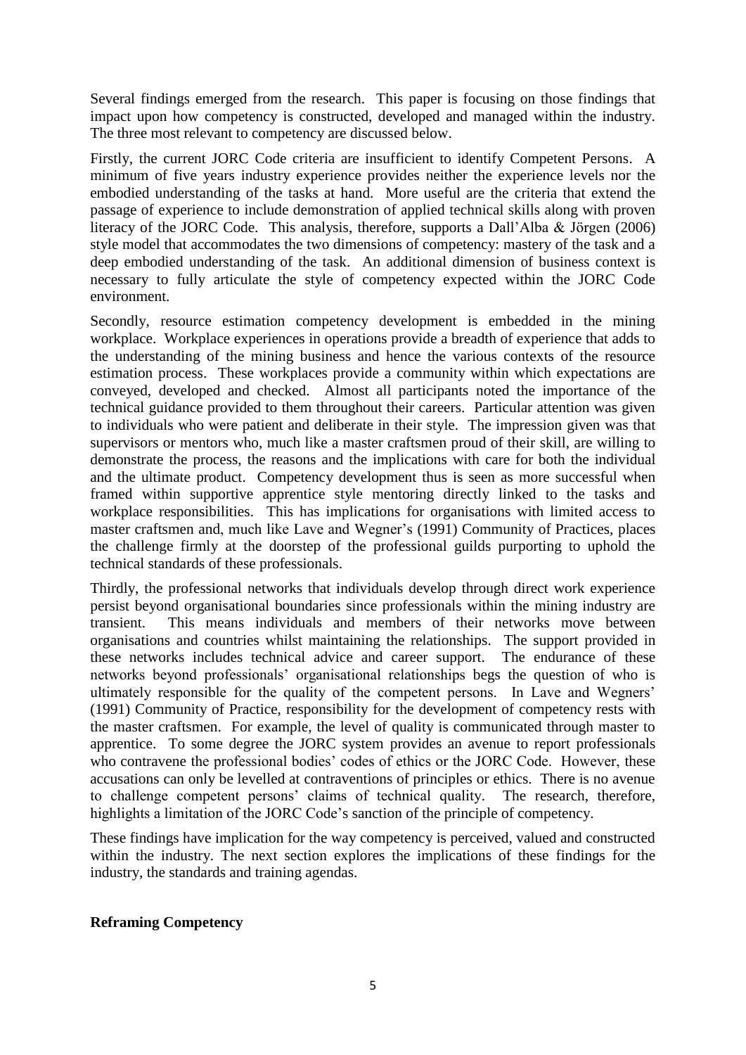Several findings emerged from the research. This paper is focusing on those findings that impact upon how competency is constructed, developed and managed within the industry. The three most relevant to competency are discussed below.

Firstly, the current JORC Code criteria are insufficient to identify Competent Persons. A minimum of five years industry experience provides neither the experience levels nor the embodied understanding of the tasks at hand. More useful are the criteria that extend the passage of experience to include demonstration of applied technical skills along with proven literacy of the JORC Code. This analysis, therefore, supports a Dall'Alba & Jörgen (2006) style model that accommodates the two dimensions of competency: mastery of the task and a deep embodied understanding of the task. An additional dimension of business context is necessary to fully articulate the style of competency expected within the JORC Code environment.

Secondly, resource estimation competency development is embedded in the mining workplace. Workplace experiences in operations provide a breadth of experience that adds to the understanding of the mining business and hence the various contexts of the resource estimation process. These workplaces provide a community within which expectations are conveyed, developed and checked. Almost all participants noted the importance of the technical guidance provided to them throughout their careers. Particular attention was given to individuals who were patient and deliberate in their style. The impression given was that supervisors or mentors who, much like a master craftsmen proud of their skill, are willing to demonstrate the process, the reasons and the implications with care for both the individual and the ultimate product. Competency development thus is seen as more successful when framed within supportive apprentice style mentoring directly linked to the tasks and workplace responsibilities. This has implications for organisations with limited access to master craftsmen and, much like Lave and Wegner's (1991) Community of Practices, places the challenge firmly at the doorstep of the professional guilds purporting to uphold the technical standards of these professionals.

Thirdly, the professional networks that individuals develop through direct work experience persist beyond organisational boundaries since professionals within the mining industry are transient. This means individuals and members of their networks move between organisations and countries whilst maintaining the relationships. The support provided in these networks includes technical advice and career support. The endurance of these networks beyond professionals' organisational relationships begs the question of who is ultimately responsible for the quality of the competent persons. In Lave and Wegners' (1991) Community of Practice, responsibility for the development of competency rests with the master craftsmen. For example, the level of quality is communicated through master to apprentice. To some degree the JORC system provides an avenue to report professionals who contravene the professional bodies' codes of ethics or the JORC Code. However, these accusations can only be levelled at contraventions of principles or ethics. There is no avenue to challenge competent persons' claims of technical quality. The research, therefore, highlights a limitation of the JORC Code's sanction of the principle of competency.

These findings have implication for the way competency is perceived, valued and constructed within the industry. The next section explores the implications of these findings for the industry, the standards and training agendas.

## Reframing Competency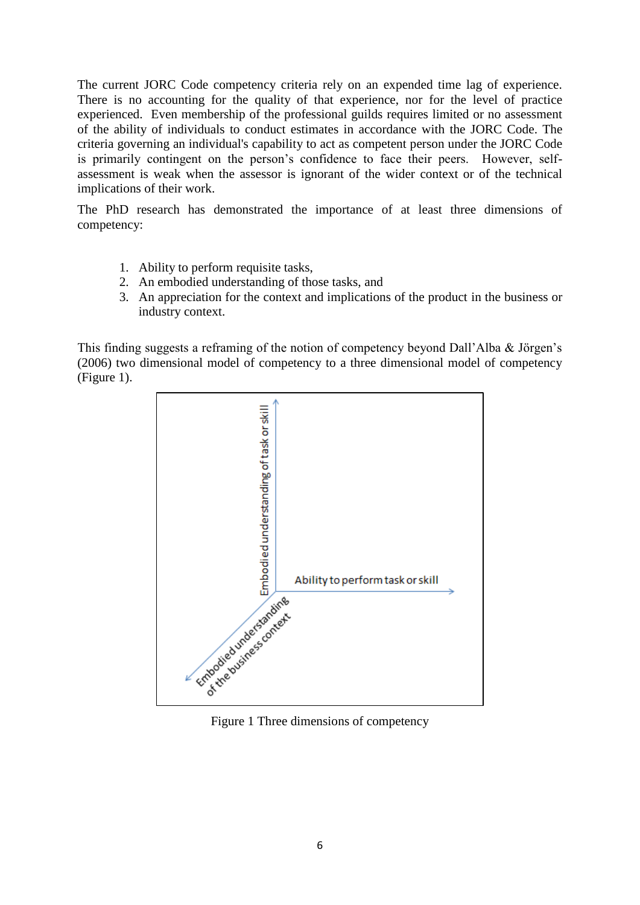The current JORC Code competency criteria rely on an expended time lag of experience. There is no accounting for the quality of that experience, nor for the level of practice experienced. Even membership of the professional guilds requires limited or no assessment of the ability of individuals to conduct estimates in accordance with the JORC Code. The criteria governing an individual's capability to act as competent person under the JORC Code is primarily contingent on the person's confidence to face their peers. However, self-assessment is weak when the assessor is ignorant of the wider context or of the technical implications of their work.

The PhD research has demonstrated the importance of at least three dimensions of competency:

1. Ability to perform requisite tasks,
2. An embodied understanding of those tasks, and
3. An appreciation for the context and implications of the product in the business or industry context.

This finding suggests a reframing of the notion of competency beyond Dall'Alba & Jörgen's (2006) two dimensional model of competency to a three dimensional model of competency (Figure 1).

Embodied understanding of task or skill

Ability to perform task or skill

Embodied understanding of the business context

Figure 1 Three dimensions of competency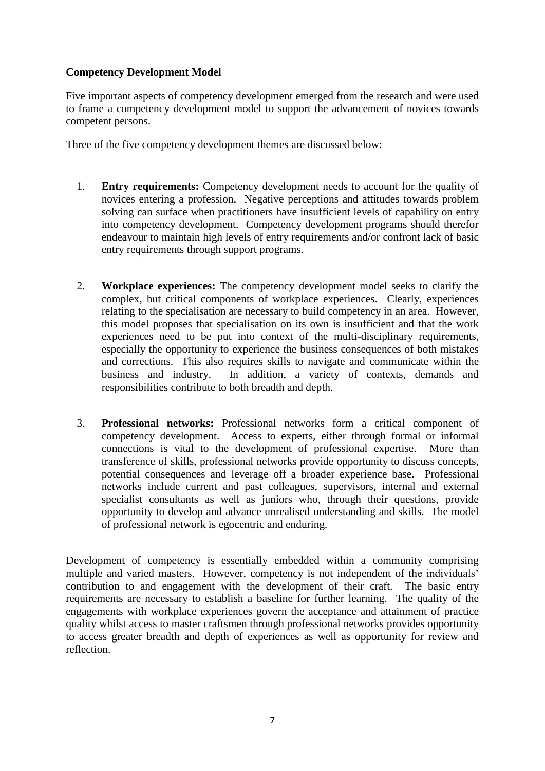**Competency Development Model**

Five important aspects of competency development emerged from the research and were used to frame a competency development model to support the advancement of novices towards competent persons.

Three of the five competency development themes are discussed below:

1. **Entry requirements:** Competency development needs to account for the quality of novices entering a profession. Negative perceptions and attitudes towards problem solving can surface when practitioners have insufficient levels of capability on entry into competency development. Competency development programs should therefor endeavour to maintain high levels of entry requirements and/or confront lack of basic entry requirements through support programs.

2. **Workplace experiences:** The competency development model seeks to clarify the complex, but critical components of workplace experiences. Clearly, experiences relating to the specialisation are necessary to build competency in an area. However, this model proposes that specialisation on its own is insufficient and that the work experiences need to be put into context of the multi-disciplinary requirements, especially the opportunity to experience the business consequences of both mistakes and corrections. This also requires skills to navigate and communicate within the business and industry. In addition, a variety of contexts, demands and responsibilities contribute to both breadth and depth.

3. **Professional networks:** Professional networks form a critical component of competency development. Access to experts, either through formal or informal connections is vital to the development of professional expertise. More than transference of skills, professional networks provide opportunity to discuss concepts, potential consequences and leverage off a broader experience base. Professional networks include current and past colleagues, supervisors, internal and external specialist consultants as well as juniors who, through their questions, provide opportunity to develop and advance unrealised understanding and skills. The model of professional network is egocentric and enduring.

Development of competency is essentially embedded within a community comprising multiple and varied masters. However, competency is not independent of the individuals' contribution to and engagement with the development of their craft. The basic entry requirements are necessary to establish a baseline for further learning. The quality of the engagements with workplace experiences govern the acceptance and attainment of practice quality whilst access to master craftsmen through professional networks provides opportunity to access greater breadth and depth of experiences as well as opportunity for review and reflection.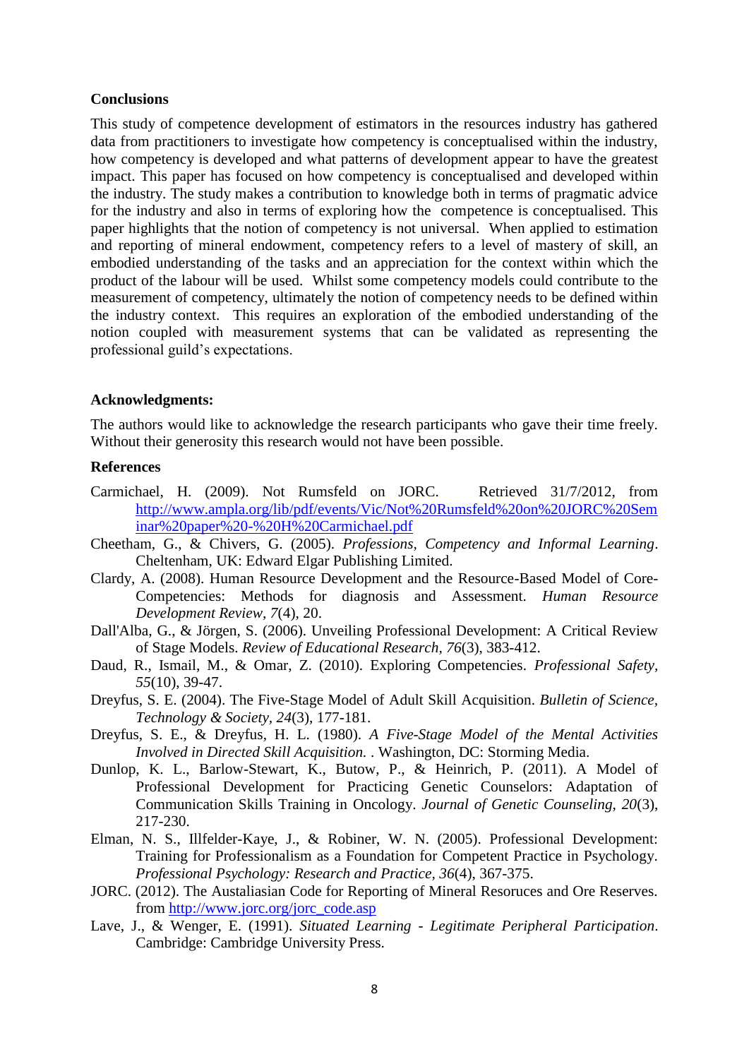**Conclusions**

This study of competence development of estimators in the resources industry has gathered data from practitioners to investigate how competency is conceptualised within the industry, how competency is developed and what patterns of development appear to have the greatest impact. This paper has focused on how competency is conceptualised and developed within the industry. The study makes a contribution to knowledge both in terms of pragmatic advice for the industry and also in terms of exploring how the competence is conceptualised. This paper highlights that the notion of competency is not universal. When applied to estimation and reporting of mineral endowment, competency refers to a level of mastery of skill, an embodied understanding of the tasks and an appreciation for the context within which the product of the labour will be used. Whilst some competency models could contribute to the measurement of competency, ultimately the notion of competency needs to be defined within the industry context. This requires an exploration of the embodied understanding of the notion coupled with measurement systems that can be validated as representing the professional guild's expectations.

**Acknowledgments:**

The authors would like to acknowledge the research participants who gave their time freely. Without their generosity this research would not have been possible.

**References**

Carmichael, H. (2009). Not Rumsfeld on JORC. Retrieved 31/7/2012, from http://www.ampla.org/lib/pdf/events/Vic/Not%20Rumsfeld%20on%20JORC%20Seminar%20paper%20-%20H%20Carmichael.pdf

Cheetham, G., & Chivers, G. (2005). *Professions, Competency and Informal Learning*. Cheltenham, UK: Edward Elgar Publishing Limited.

Clardy, A. (2008). Human Resource Development and the Resource-Based Model of Core-Competencies: Methods for diagnosis and Assessment. *Human Resource Development Review, 7*(4), 20.

Dall'Alba, G., & Jörgen, S. (2006). Unveiling Professional Development: A Critical Review of Stage Models. *Review of Educational Research, 76*(3), 383-412.

Daud, R., Ismail, M., & Omar, Z. (2010). Exploring Competencies. *Professional Safety, 55*(10), 39-47.

Dreyfus, S. E. (2004). The Five-Stage Model of Adult Skill Acquisition. *Bulletin of Science, Technology & Society, 24*(3), 177-181.

Dreyfus, S. E., & Dreyfus, H. L. (1980). *A Five-Stage Model of the Mental Activities Involved in Directed Skill Acquisition.* . Washington, DC: Storming Media.

Dunlop, K. L., Barlow-Stewart, K., Butow, P., & Heinrich, P. (2011). A Model of Professional Development for Practicing Genetic Counselors: Adaptation of Communication Skills Training in Oncology. *Journal of Genetic Counseling, 20*(3), 217-230.

Elman, N. S., Illfelder-Kaye, J., & Robiner, W. N. (2005). Professional Development: Training for Professionalism as a Foundation for Competent Practice in Psychology. *Professional Psychology: Research and Practice, 36*(4), 367-375.

JORC. (2012). The Austaliasian Code for Reporting of Mineral Resoruces and Ore Reserves. from http://www.jorc.org/jorc_code.asp

Lave, J., & Wenger, E. (1991). *Situated Learning - Legitimate Peripheral Participation*. Cambridge: Cambridge University Press.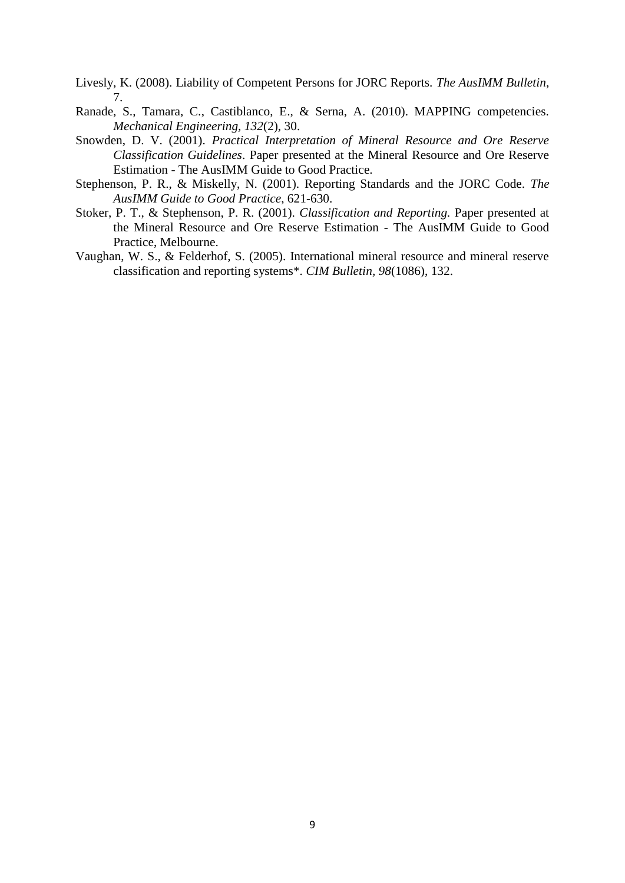Livesly, K. (2008). Liability of Competent Persons for JORC Reports. *The AusIMM Bulletin*, 7.

Ranade, S., Tamara, C., Castiblanco, E., & Serna, A. (2010). MAPPING competencies. *Mechanical Engineering, 132*(2), 30.

Snowden, D. V. (2001). *Practical Interpretation of Mineral Resource and Ore Reserve Classification Guidelines*. Paper presented at the Mineral Resource and Ore Reserve Estimation - The AusIMM Guide to Good Practice.

Stephenson, P. R., & Miskelly, N. (2001). Reporting Standards and the JORC Code. *The AusIMM Guide to Good Practice*, 621-630.

Stoker, P. T., & Stephenson, P. R. (2001). *Classification and Reporting.* Paper presented at the Mineral Resource and Ore Reserve Estimation - The AusIMM Guide to Good Practice, Melbourne.

Vaughan, W. S., & Felderhof, S. (2005). International mineral resource and mineral reserve classification and reporting systems*. *CIM Bulletin, 98*(1086), 132.